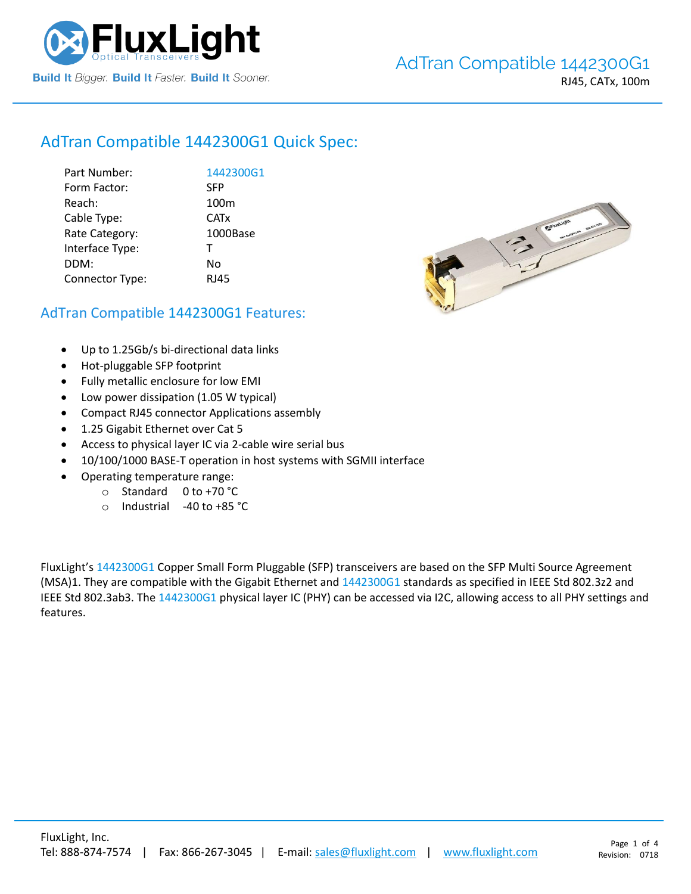# AdTran Compatible 1442300G1

RJ45, CATx, 100m

## AdTran Compatible 1442300G1 Quick Spec:

| | |
|---|---|
| Part Number: | 1442300G1 |
| Form Factor: | SFP |
| Reach: | 100m |
| Cable Type: | CATx |
| Rate Category: | 1000Base |
| Interface Type: | T |
| DDM: | No |
| Connector Type: | RJ45 |

## AdTran Compatible 1442300G1 Features:

- Up to 1.25Gb/s bi-directional data links
- Hot-pluggable SFP footprint
- Fully metallic enclosure for low EMI
- Low power dissipation (1.05 W typical)
- Compact RJ45 connector Applications assembly
- 1.25 Gigabit Ethernet over Cat 5
- Access to physical layer IC via 2-cable wire serial bus
- 10/100/1000 BASE-T operation in host systems with SGMII interface
- Operating temperature range:
  - Standard 0 to +70 °C
  - Industrial -40 to +85 °C

FluxLight's 1442300G1 Copper Small Form Pluggable (SFP) transceivers are based on the SFP Multi Source Agreement (MSA)1. They are compatible with the Gigabit Ethernet and 1442300G1 standards as specified in IEEE Std 802.3z2 and IEEE Std 802.3ab3. The 1442300G1 physical layer IC (PHY) can be accessed via I2C, allowing access to all PHY settings and features.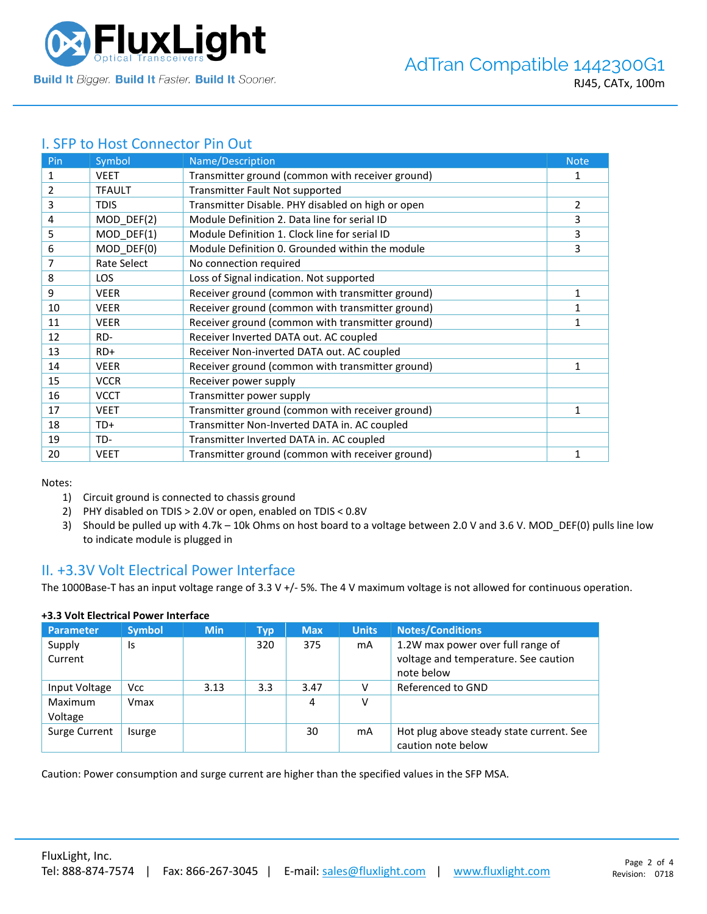## I. SFP to Host Connector Pin Out

| Pin | Symbol | Name/Description | Note |
|---|---|---|---|
| 1 | VEET | Transmitter ground (common with receiver ground) | 1 |
| 2 | TFAULT | Transmitter Fault Not supported | |
| 3 | TDIS | Transmitter Disable. PHY disabled on high or open | 2 |
| 4 | MOD_DEF(2) | Module Definition 2. Data line for serial ID | 3 |
| 5 | MOD_DEF(1) | Module Definition 1. Clock line for serial ID | 3 |
| 6 | MOD_DEF(0) | Module Definition 0. Grounded within the module | 3 |
| 7 | Rate Select | No connection required | |
| 8 | LOS | Loss of Signal indication. Not supported | |
| 9 | VEER | Receiver ground (common with transmitter ground) | 1 |
| 10 | VEER | Receiver ground (common with transmitter ground) | 1 |
| 11 | VEER | Receiver ground (common with transmitter ground) | 1 |
| 12 | RD- | Receiver Inverted DATA out. AC coupled | |
| 13 | RD+ | Receiver Non-inverted DATA out. AC coupled | |
| 14 | VEER | Receiver ground (common with transmitter ground) | 1 |
| 15 | VCCR | Receiver power supply | |
| 16 | VCCT | Transmitter power supply | |
| 17 | VEET | Transmitter ground (common with receiver ground) | 1 |
| 18 | TD+ | Transmitter Non-Inverted DATA in. AC coupled | |
| 19 | TD- | Transmitter Inverted DATA in. AC coupled | |
| 20 | VEET | Transmitter ground (common with receiver ground) | 1 |

Notes:

1) Circuit ground is connected to chassis ground
2) PHY disabled on TDIS > 2.0V or open, enabled on TDIS < 0.8V
3) Should be pulled up with 4.7k – 10k Ohms on host board to a voltage between 2.0 V and 3.6 V. MOD_DEF(0) pulls line low to indicate module is plugged in

## II. +3.3V Volt Electrical Power Interface

The 1000Base-T has an input voltage range of 3.3 V +/- 5%. The 4 V maximum voltage is not allowed for continuous operation.

**+3.3 Volt Electrical Power Interface**

| Parameter | Symbol | Min | Typ | Max | Units | Notes/Conditions |
|---|---|---|---|---|---|---|
| Supply Current | Is | | 320 | 375 | mA | 1.2W max power over full range of voltage and temperature. See caution note below |
| Input Voltage | Vcc | 3.13 | 3.3 | 3.47 | V | Referenced to GND |
| Maximum Voltage | Vmax | | | 4 | V | |
| Surge Current | Isurge | | | 30 | mA | Hot plug above steady state current. See caution note below |

Caution: Power consumption and surge current are higher than the specified values in the SFP MSA.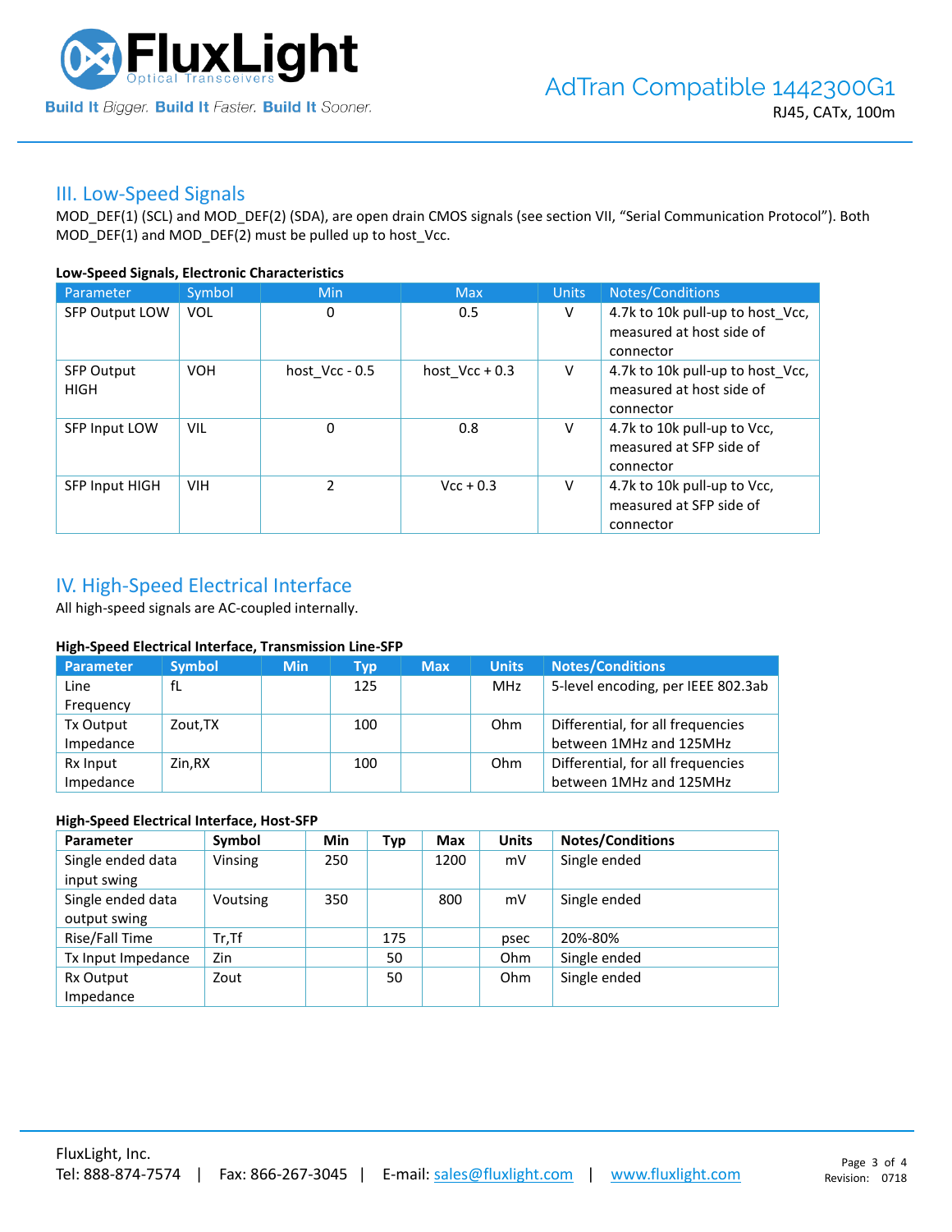## III. Low-Speed Signals

MOD_DEF(1) (SCL) and MOD_DEF(2) (SDA), are open drain CMOS signals (see section VII, "Serial Communication Protocol"). Both MOD_DEF(1) and MOD_DEF(2) must be pulled up to host_Vcc.

**Low-Speed Signals, Electronic Characteristics**

| Parameter | Symbol | Min | Max | Units | Notes/Conditions |
|---|---|---|---|---|---|
| SFP Output LOW | VOL | 0 | 0.5 | V | 4.7k to 10k pull-up to host_Vcc, measured at host side of connector |
| SFP Output HIGH | VOH | host_Vcc - 0.5 | host_Vcc + 0.3 | V | 4.7k to 10k pull-up to host_Vcc, measured at host side of connector |
| SFP Input LOW | VIL | 0 | 0.8 | V | 4.7k to 10k pull-up to Vcc, measured at SFP side of connector |
| SFP Input HIGH | VIH | 2 | Vcc + 0.3 | V | 4.7k to 10k pull-up to Vcc, measured at SFP side of connector |

## IV. High-Speed Electrical Interface

All high-speed signals are AC-coupled internally.

**High-Speed Electrical Interface, Transmission Line-SFP**

| Parameter | Symbol | Min | Typ | Max | Units | Notes/Conditions |
|---|---|---|---|---|---|---|
| Line Frequency | fL | | 125 | | MHz | 5-level encoding, per IEEE 802.3ab |
| Tx Output Impedance | Zout,TX | | 100 | | Ohm | Differential, for all frequencies between 1MHz and 125MHz |
| Rx Input Impedance | Zin,RX | | 100 | | Ohm | Differential, for all frequencies between 1MHz and 125MHz |

**High-Speed Electrical Interface, Host-SFP**

| Parameter | Symbol | Min | Typ | Max | Units | Notes/Conditions |
|---|---|---|---|---|---|---|
| Single ended data input swing | Vinsing | 250 | | 1200 | mV | Single ended |
| Single ended data output swing | Voutsing | 350 | | 800 | mV | Single ended |
| Rise/Fall Time | Tr,Tf | | 175 | | psec | 20%-80% |
| Tx Input Impedance | Zin | | 50 | | Ohm | Single ended |
| Rx Output Impedance | Zout | | 50 | | Ohm | Single ended |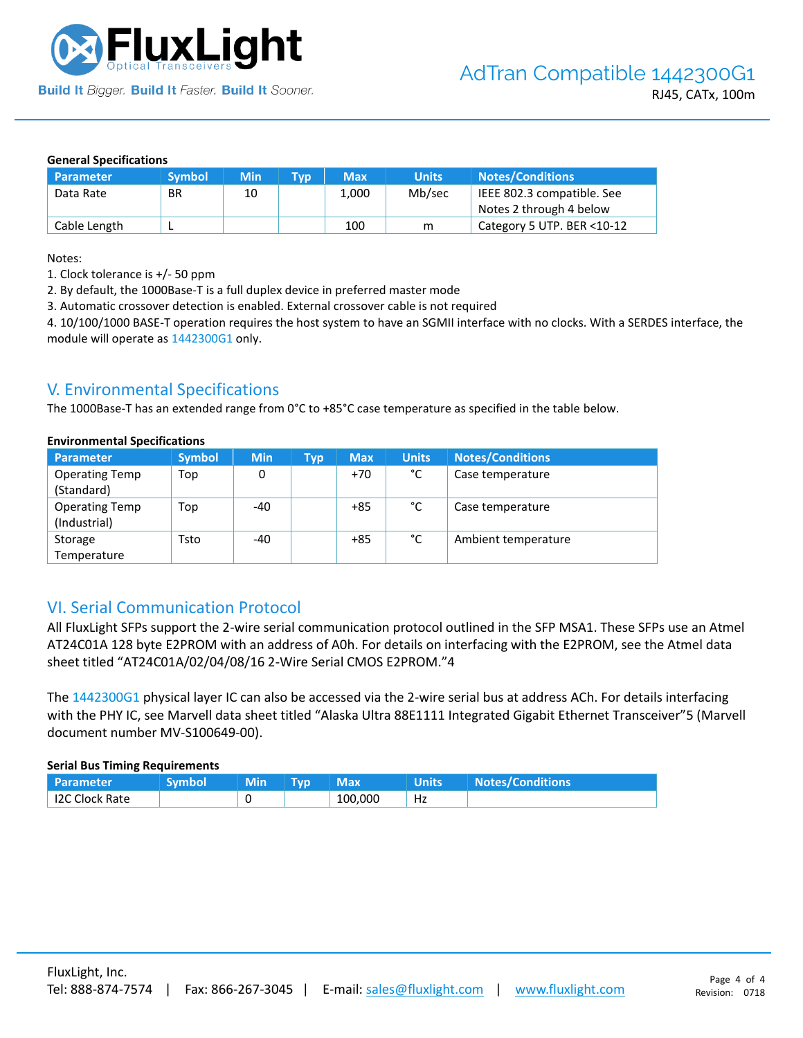**General Specifications**

| Parameter | Symbol | Min | Typ | Max | Units | Notes/Conditions |
|---|---|---|---|---|---|---|
| Data Rate | BR | 10 | | 1,000 | Mb/sec | IEEE 802.3 compatible. See Notes 2 through 4 below |
| Cable Length | L | | | 100 | m | Category 5 UTP. BER <10-12 |

Notes:

1. Clock tolerance is +/- 50 ppm
2. By default, the 1000Base-T is a full duplex device in preferred master mode
3. Automatic crossover detection is enabled. External crossover cable is not required
4. 10/100/1000 BASE-T operation requires the host system to have an SGMII interface with no clocks. With a SERDES interface, the module will operate as 1442300G1 only.

## V. Environmental Specifications

The 1000Base-T has an extended range from 0°C to +85°C case temperature as specified in the table below.

**Environmental Specifications**

| Parameter | Symbol | Min | Typ | Max | Units | Notes/Conditions |
|---|---|---|---|---|---|---|
| Operating Temp (Standard) | Top | 0 | | +70 | °C | Case temperature |
| Operating Temp (Industrial) | Top | -40 | | +85 | °C | Case temperature |
| Storage Temperature | Tsto | -40 | | +85 | °C | Ambient temperature |

## VI. Serial Communication Protocol

All FluxLight SFPs support the 2-wire serial communication protocol outlined in the SFP MSA1. These SFPs use an Atmel AT24C01A 128 byte E2PROM with an address of A0h. For details on interfacing with the E2PROM, see the Atmel data sheet titled "AT24C01A/02/04/08/16 2-Wire Serial CMOS E2PROM."4

The 1442300G1 physical layer IC can also be accessed via the 2-wire serial bus at address ACh. For details interfacing with the PHY IC, see Marvell data sheet titled "Alaska Ultra 88E1111 Integrated Gigabit Ethernet Transceiver"5 (Marvell document number MV-S100649-00).

**Serial Bus Timing Requirements**

| Parameter | Symbol | Min | Typ | Max | Units | Notes/Conditions |
|---|---|---|---|---|---|---|
| I2C Clock Rate | | 0 | | 100,000 | Hz | |

FluxLight, Inc.
Tel: 888-874-7574 | Fax: 866-267-3045 | E-mail: sales@fluxlight.com | www.fluxlight.com